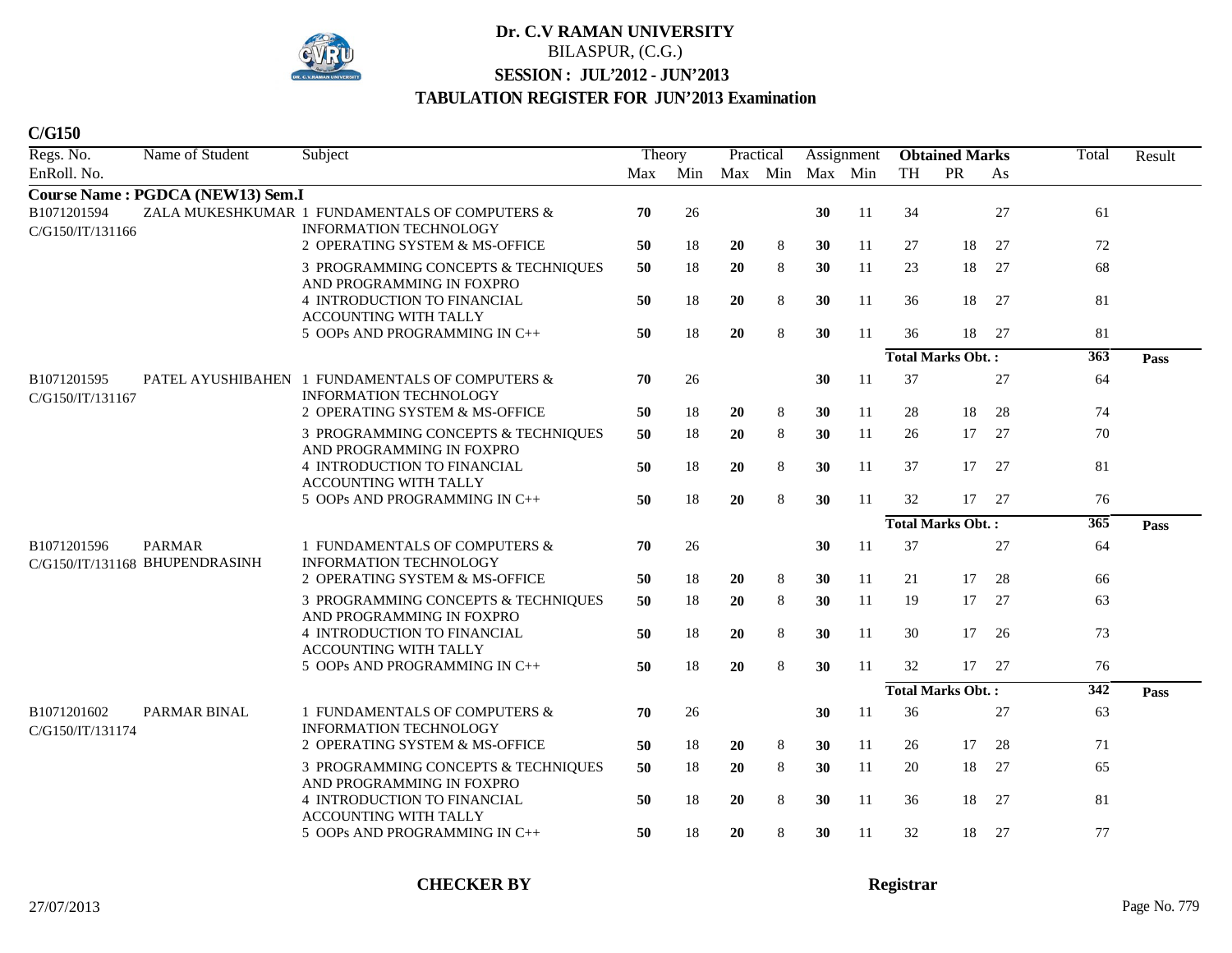# Dr. C.V RAMAN UNIVERSITY

BILASPUR, (C.G.)

**SESSION : JUL'2012 - JUN'2013**

**TABULATION REGISTER FOR JUN'2013 Examination**

**C/G150**

| Regs. No. EnRoll. No. | Name of Student | Subject | Theory Max | Theory Min | Practical Max | Practical Min | Assignment Max | Assignment Min | Obtained Marks TH | Obtained Marks PR | Obtained Marks As | Total | Result |
|---|---|---|---|---|---|---|---|---|---|---|---|---|---|
| **Course Name : PGDCA (NEW13) Sem.I** | | | | | | | | | | | | | |
| B1071201594 C/G150/IT/131166 | ZALA MUKESHKUMAR | 1 FUNDAMENTALS OF COMPUTERS & INFORMATION TECHNOLOGY | **70** | 26 | | | **30** | 11 | 34 | | 27 | 61 | |
| | | 2 OPERATING SYSTEM & MS-OFFICE | **50** | 18 | **20** | 8 | **30** | 11 | 27 | 18 | 27 | 72 | |
| | | 3 PROGRAMMING CONCEPTS & TECHNIQUES AND PROGRAMMING IN FOXPRO | **50** | 18 | **20** | 8 | **30** | 11 | 23 | 18 | 27 | 68 | |
| | | 4 INTRODUCTION TO FINANCIAL ACCOUNTING WITH TALLY | **50** | 18 | **20** | 8 | **30** | 11 | 36 | 18 | 27 | 81 | |
| | | 5 OOPs AND PROGRAMMING IN C++ | **50** | 18 | **20** | 8 | **30** | 11 | 36 | 18 | 27 | 81 | |
| | | | | | | | | | **Total Marks Obt. :** | | | **363** | **Pass** |
| B1071201595 C/G150/IT/131167 | PATEL AYUSHIBAHEN | 1 FUNDAMENTALS OF COMPUTERS & INFORMATION TECHNOLOGY | **70** | 26 | | | **30** | 11 | 37 | | 27 | 64 | |
| | | 2 OPERATING SYSTEM & MS-OFFICE | **50** | 18 | **20** | 8 | **30** | 11 | 28 | 18 | 28 | 74 | |
| | | 3 PROGRAMMING CONCEPTS & TECHNIQUES AND PROGRAMMING IN FOXPRO | **50** | 18 | **20** | 8 | **30** | 11 | 26 | 17 | 27 | 70 | |
| | | 4 INTRODUCTION TO FINANCIAL ACCOUNTING WITH TALLY | **50** | 18 | **20** | 8 | **30** | 11 | 37 | 17 | 27 | 81 | |
| | | 5 OOPs AND PROGRAMMING IN C++ | **50** | 18 | **20** | 8 | **30** | 11 | 32 | 17 | 27 | 76 | |
| | | | | | | | | | **Total Marks Obt. :** | | | **365** | **Pass** |
| B1071201596 C/G150/IT/131168 | PARMAR BHUPENDRASINH | 1 FUNDAMENTALS OF COMPUTERS & INFORMATION TECHNOLOGY | **70** | 26 | | | **30** | 11 | 37 | | 27 | 64 | |
| | | 2 OPERATING SYSTEM & MS-OFFICE | **50** | 18 | **20** | 8 | **30** | 11 | 21 | 17 | 28 | 66 | |
| | | 3 PROGRAMMING CONCEPTS & TECHNIQUES AND PROGRAMMING IN FOXPRO | **50** | 18 | **20** | 8 | **30** | 11 | 19 | 17 | 27 | 63 | |
| | | 4 INTRODUCTION TO FINANCIAL ACCOUNTING WITH TALLY | **50** | 18 | **20** | 8 | **30** | 11 | 30 | 17 | 26 | 73 | |
| | | 5 OOPs AND PROGRAMMING IN C++ | **50** | 18 | **20** | 8 | **30** | 11 | 32 | 17 | 27 | 76 | |
| | | | | | | | | | **Total Marks Obt. :** | | | **342** | **Pass** |
| B1071201602 C/G150/IT/131174 | PARMAR BINAL | 1 FUNDAMENTALS OF COMPUTERS & INFORMATION TECHNOLOGY | **70** | 26 | | | **30** | 11 | 36 | | 27 | 63 | |
| | | 2 OPERATING SYSTEM & MS-OFFICE | **50** | 18 | **20** | 8 | **30** | 11 | 26 | 17 | 28 | 71 | |
| | | 3 PROGRAMMING CONCEPTS & TECHNIQUES AND PROGRAMMING IN FOXPRO | **50** | 18 | **20** | 8 | **30** | 11 | 20 | 18 | 27 | 65 | |
| | | 4 INTRODUCTION TO FINANCIAL ACCOUNTING WITH TALLY | **50** | 18 | **20** | 8 | **30** | 11 | 36 | 18 | 27 | 81 | |
| | | 5 OOPs AND PROGRAMMING IN C++ | **50** | 18 | **20** | 8 | **30** | 11 | 32 | 18 | 27 | 77 | |

**CHECKER BY** **Registrar**

27/07/2013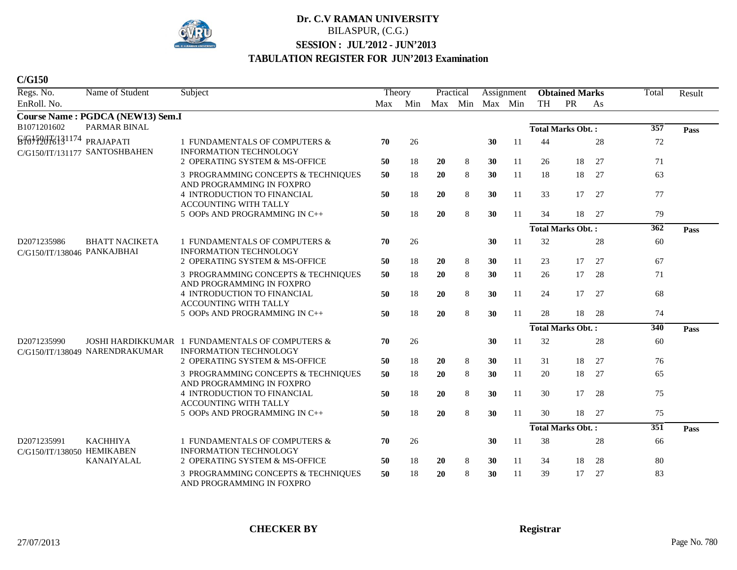# Dr. C.V RAMAN UNIVERSITY

BILASPUR, (C.G.)

**SESSION : JUL'2012 - JUN'2013**

**TABULATION REGISTER FOR JUN'2013 Examination**

**C/G150**

| Regs. No. / EnRoll. No. | Name of Student | Subject | Theory Max | Theory Min | Practical Max | Practical Min | Assignment Max | Assignment Min | Obtained Marks TH | Obtained Marks PR | Obtained Marks As | Total | Result |
|---|---|---|---|---|---|---|---|---|---|---|---|---|---|
| **Course Name : PGDCA (NEW13) Sem.I** | | | | | | | | | | | | | |
| B1071201602 | PARMAR BINAL | | | | | | | | **Total Marks Obt. :** | | | 357 | **Pass** |
| C/G150/IT/131174 B1071201613 C/G150/IT/131177 | PRAJAPATI SANTOSHBAHEN | 1 FUNDAMENTALS OF COMPUTERS & INFORMATION TECHNOLOGY | **70** | 26 | | | **30** | 11 | 44 | | 28 | 72 | |
| | | 2 OPERATING SYSTEM & MS-OFFICE | **50** | 18 | **20** | 8 | **30** | 11 | 26 | 18 | 27 | 71 | |
| | | 3 PROGRAMMING CONCEPTS & TECHNIQUES AND PROGRAMMING IN FOXPRO | **50** | 18 | **20** | 8 | **30** | 11 | 18 | 18 | 27 | 63 | |
| | | 4 INTRODUCTION TO FINANCIAL ACCOUNTING WITH TALLY | **50** | 18 | **20** | 8 | **30** | 11 | 33 | 17 | 27 | 77 | |
| | | 5 OOPs AND PROGRAMMING IN C++ | **50** | 18 | **20** | 8 | **30** | 11 | 34 | 18 | 27 | 79 | |
| | | | | | | | | | **Total Marks Obt. :** | | | 362 | **Pass** |
| D2071235986 C/G150/IT/138046 | BHATT NACIKETA PANKAJBHAI | 1 FUNDAMENTALS OF COMPUTERS & INFORMATION TECHNOLOGY | **70** | 26 | | | **30** | 11 | 32 | | 28 | 60 | |
| | | 2 OPERATING SYSTEM & MS-OFFICE | **50** | 18 | **20** | 8 | **30** | 11 | 23 | 17 | 27 | 67 | |
| | | 3 PROGRAMMING CONCEPTS & TECHNIQUES AND PROGRAMMING IN FOXPRO | **50** | 18 | **20** | 8 | **30** | 11 | 26 | 17 | 28 | 71 | |
| | | 4 INTRODUCTION TO FINANCIAL ACCOUNTING WITH TALLY | **50** | 18 | **20** | 8 | **30** | 11 | 24 | 17 | 27 | 68 | |
| | | 5 OOPs AND PROGRAMMING IN C++ | **50** | 18 | **20** | 8 | **30** | 11 | 28 | 18 | 28 | 74 | |
| | | | | | | | | | **Total Marks Obt. :** | | | 340 | **Pass** |
| D2071235990 C/G150/IT/138049 | JOSHI HARDIKKUMAR NARENDRAKUMAR | 1 FUNDAMENTALS OF COMPUTERS & INFORMATION TECHNOLOGY | **70** | 26 | | | **30** | 11 | 32 | | 28 | 60 | |
| | | 2 OPERATING SYSTEM & MS-OFFICE | **50** | 18 | **20** | 8 | **30** | 11 | 31 | 18 | 27 | 76 | |
| | | 3 PROGRAMMING CONCEPTS & TECHNIQUES AND PROGRAMMING IN FOXPRO | **50** | 18 | **20** | 8 | **30** | 11 | 20 | 18 | 27 | 65 | |
| | | 4 INTRODUCTION TO FINANCIAL ACCOUNTING WITH TALLY | **50** | 18 | **20** | 8 | **30** | 11 | 30 | 17 | 28 | 75 | |
| | | 5 OOPs AND PROGRAMMING IN C++ | **50** | 18 | **20** | 8 | **30** | 11 | 30 | 18 | 27 | 75 | |
| | | | | | | | | | **Total Marks Obt. :** | | | 351 | **Pass** |
| D2071235991 C/G150/IT/138050 | KACHHIYA HEMIKABEN KANAIYALAL | 1 FUNDAMENTALS OF COMPUTERS & INFORMATION TECHNOLOGY | **70** | 26 | | | **30** | 11 | 38 | | 28 | 66 | |
| | | 2 OPERATING SYSTEM & MS-OFFICE | **50** | 18 | **20** | 8 | **30** | 11 | 34 | 18 | 28 | 80 | |
| | | 3 PROGRAMMING CONCEPTS & TECHNIQUES AND PROGRAMMING IN FOXPRO | **50** | 18 | **20** | 8 | **30** | 11 | 39 | 17 | 27 | 83 | |

**CHECKER BY** **Registrar**

27/07/2013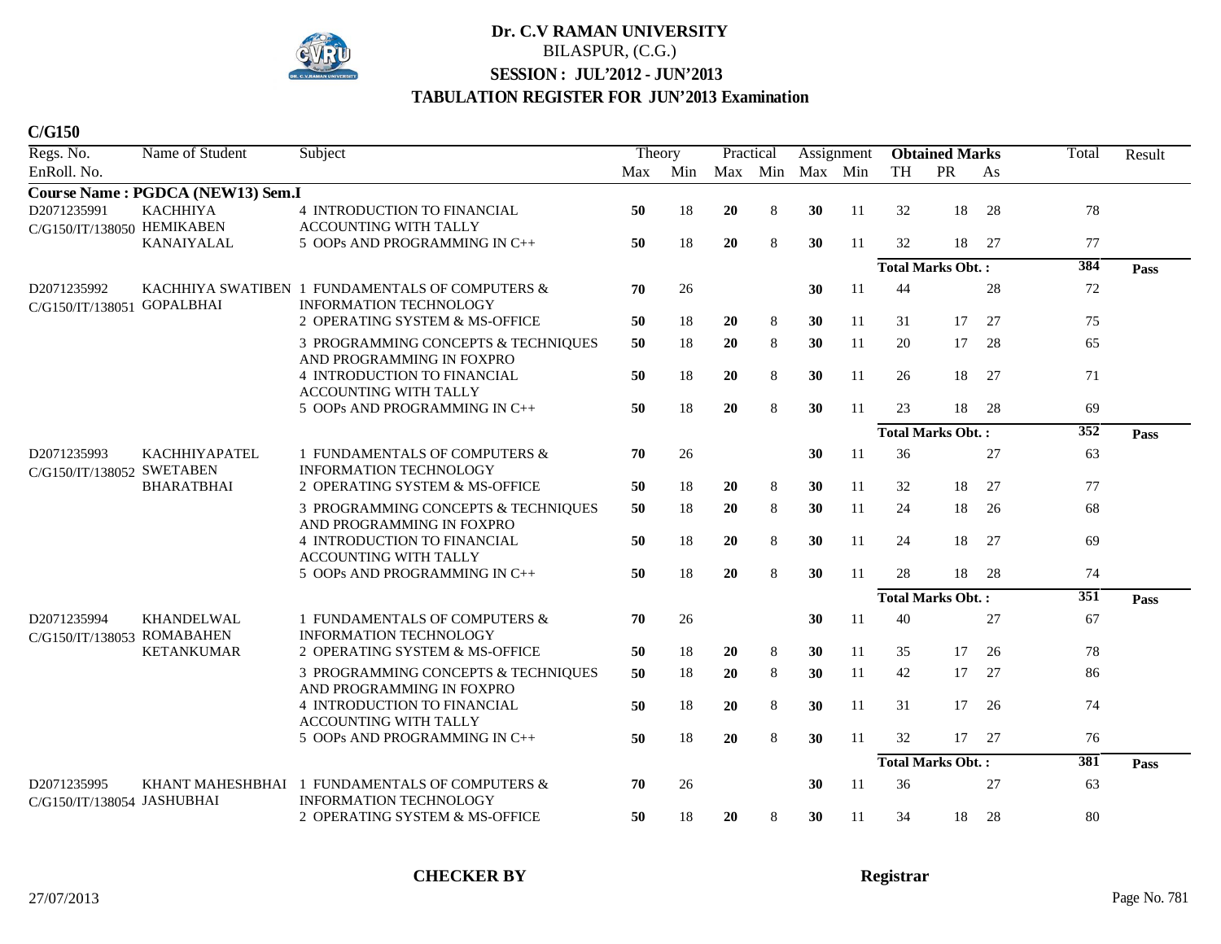# Dr. C.V RAMAN UNIVERSITY

BILASPUR, (C.G.)

**SESSION : JUL'2012 - JUN'2013**

**TABULATION REGISTER FOR JUN'2013 Examination**

**C/G150**

| Regs. No. / EnRoll. No. | Name of Student | Subject | Theory Max | Theory Min | Practical Max | Practical Min | Assignment Max | Assignment Min | Obtained Marks TH | Obtained Marks PR | Obtained Marks As | Total | Result |
|---|---|---|---|---|---|---|---|---|---|---|---|---|---|
| **Course Name : PGDCA (NEW13) Sem.I** | | | | | | | | | | | | | |
| D2071235991 C/G150/IT/138050 | KACHHIYA HEMIKABEN KANAIYALAL | 4 INTRODUCTION TO FINANCIAL ACCOUNTING WITH TALLY | **50** | 18 | **20** | 8 | **30** | 11 | 32 | 18 | 28 | 78 | |
| | | 5 OOPs AND PROGRAMMING IN C++ | **50** | 18 | **20** | 8 | **30** | 11 | 32 | 18 | 27 | 77 | |
| | | | | | | | | | **Total Marks Obt. :** | | | **384** | **Pass** |
| D2071235992 C/G150/IT/138051 | KACHHIYA SWATIBEN GOPALBHAI | 1 FUNDAMENTALS OF COMPUTERS & INFORMATION TECHNOLOGY | **70** | 26 | | | **30** | 11 | 44 | | 28 | 72 | |
| | | 2 OPERATING SYSTEM & MS-OFFICE | **50** | 18 | **20** | 8 | **30** | 11 | 31 | 17 | 27 | 75 | |
| | | 3 PROGRAMMING CONCEPTS & TECHNIQUES AND PROGRAMMING IN FOXPRO | **50** | 18 | **20** | 8 | **30** | 11 | 20 | 17 | 28 | 65 | |
| | | 4 INTRODUCTION TO FINANCIAL ACCOUNTING WITH TALLY | **50** | 18 | **20** | 8 | **30** | 11 | 26 | 18 | 27 | 71 | |
| | | 5 OOPs AND PROGRAMMING IN C++ | **50** | 18 | **20** | 8 | **30** | 11 | 23 | 18 | 28 | 69 | |
| | | | | | | | | | **Total Marks Obt. :** | | | **352** | **Pass** |
| D2071235993 C/G150/IT/138052 | KACHHIYAPATEL SWETABEN BHARATBHAI | 1 FUNDAMENTALS OF COMPUTERS & INFORMATION TECHNOLOGY | **70** | 26 | | | **30** | 11 | 36 | | 27 | 63 | |
| | | 2 OPERATING SYSTEM & MS-OFFICE | **50** | 18 | **20** | 8 | **30** | 11 | 32 | 18 | 27 | 77 | |
| | | 3 PROGRAMMING CONCEPTS & TECHNIQUES AND PROGRAMMING IN FOXPRO | **50** | 18 | **20** | 8 | **30** | 11 | 24 | 18 | 26 | 68 | |
| | | 4 INTRODUCTION TO FINANCIAL ACCOUNTING WITH TALLY | **50** | 18 | **20** | 8 | **30** | 11 | 24 | 18 | 27 | 69 | |
| | | 5 OOPs AND PROGRAMMING IN C++ | **50** | 18 | **20** | 8 | **30** | 11 | 28 | 18 | 28 | 74 | |
| | | | | | | | | | **Total Marks Obt. :** | | | **351** | **Pass** |
| D2071235994 C/G150/IT/138053 | KHANDELWAL ROMABAHEN KETANKUMAR | 1 FUNDAMENTALS OF COMPUTERS & INFORMATION TECHNOLOGY | **70** | 26 | | | **30** | 11 | 40 | | 27 | 67 | |
| | | 2 OPERATING SYSTEM & MS-OFFICE | **50** | 18 | **20** | 8 | **30** | 11 | 35 | 17 | 26 | 78 | |
| | | 3 PROGRAMMING CONCEPTS & TECHNIQUES AND PROGRAMMING IN FOXPRO | **50** | 18 | **20** | 8 | **30** | 11 | 42 | 17 | 27 | 86 | |
| | | 4 INTRODUCTION TO FINANCIAL ACCOUNTING WITH TALLY | **50** | 18 | **20** | 8 | **30** | 11 | 31 | 17 | 26 | 74 | |
| | | 5 OOPs AND PROGRAMMING IN C++ | **50** | 18 | **20** | 8 | **30** | 11 | 32 | 17 | 27 | 76 | |
| | | | | | | | | | **Total Marks Obt. :** | | | **381** | **Pass** |
| D2071235995 C/G150/IT/138054 | KHANT MAHESHBHAI JASHUBHAI | 1 FUNDAMENTALS OF COMPUTERS & INFORMATION TECHNOLOGY | **70** | 26 | | | **30** | 11 | 36 | | 27 | 63 | |
| | | 2 OPERATING SYSTEM & MS-OFFICE | **50** | 18 | **20** | 8 | **30** | 11 | 34 | 18 | 28 | 80 | |

**CHECKER BY** **Registrar**

27/07/2013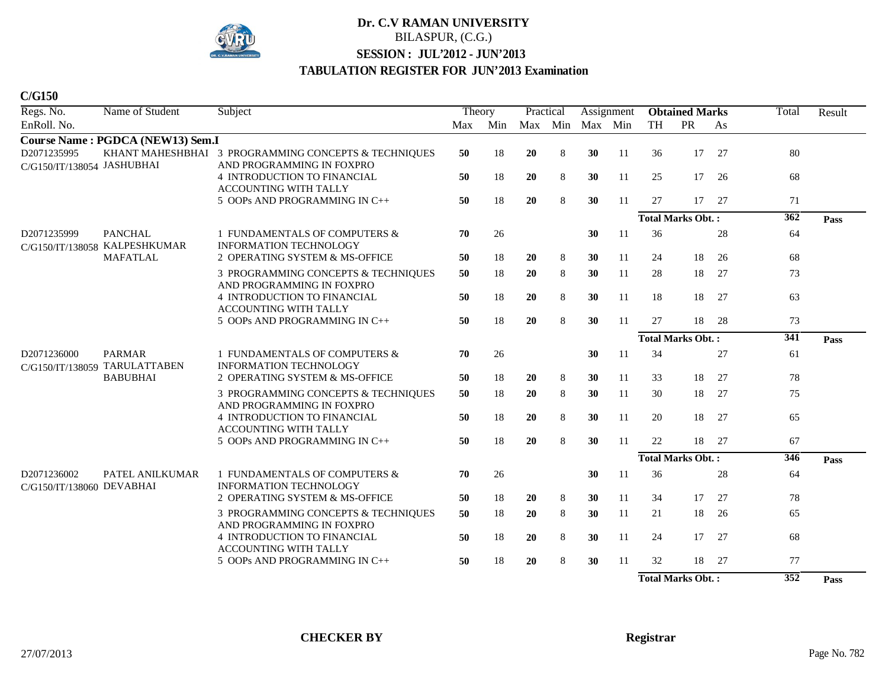# Dr. C.V RAMAN UNIVERSITY

BILASPUR, (C.G.)

**SESSION : JUL'2012 - JUN'2013**

**TABULATION REGISTER FOR JUN'2013 Examination**

**C/G150**

| Regs. No. / EnRoll. No. | Name of Student | Subject | Theory Max | Theory Min | Practical Max | Practical Min | Assignment Max | Assignment Min | Obtained Marks TH | Obtained Marks PR | Obtained Marks As | Total | Result |
|---|---|---|---|---|---|---|---|---|---|---|---|---|---|
| **Course Name : PGDCA (NEW13) Sem.I** | | | | | | | | | | | | | |
| D2071235995 C/G150/IT/138054 | KHANT MAHESHBHAI JASHUBHAI | 3 PROGRAMMING CONCEPTS & TECHNIQUES AND PROGRAMMING IN FOXPRO | **50** | 18 | **20** | 8 | **30** | 11 | 36 | 17 | 27 | 80 | |
| | | 4 INTRODUCTION TO FINANCIAL ACCOUNTING WITH TALLY | **50** | 18 | **20** | 8 | **30** | 11 | 25 | 17 | 26 | 68 | |
| | | 5 OOPs AND PROGRAMMING IN C++ | **50** | 18 | **20** | 8 | **30** | 11 | 27 | 17 | 27 | 71 | |
| | | | | | | | | | **Total Marks Obt. :** | | | **362** | **Pass** |
| D2071235999 C/G150/IT/138058 | PANCHAL KALPESHKUMAR MAFATLAL | 1 FUNDAMENTALS OF COMPUTERS & INFORMATION TECHNOLOGY | **70** | 26 | | | **30** | 11 | 36 | | 28 | 64 | |
| | | 2 OPERATING SYSTEM & MS-OFFICE | **50** | 18 | **20** | 8 | **30** | 11 | 24 | 18 | 26 | 68 | |
| | | 3 PROGRAMMING CONCEPTS & TECHNIQUES AND PROGRAMMING IN FOXPRO | **50** | 18 | **20** | 8 | **30** | 11 | 28 | 18 | 27 | 73 | |
| | | 4 INTRODUCTION TO FINANCIAL ACCOUNTING WITH TALLY | **50** | 18 | **20** | 8 | **30** | 11 | 18 | 18 | 27 | 63 | |
| | | 5 OOPs AND PROGRAMMING IN C++ | **50** | 18 | **20** | 8 | **30** | 11 | 27 | 18 | 28 | 73 | |
| | | | | | | | | | **Total Marks Obt. :** | | | **341** | **Pass** |
| D2071236000 C/G150/IT/138059 | PARMAR TARULATTABEN BABUBHAI | 1 FUNDAMENTALS OF COMPUTERS & INFORMATION TECHNOLOGY | **70** | 26 | | | **30** | 11 | 34 | | 27 | 61 | |
| | | 2 OPERATING SYSTEM & MS-OFFICE | **50** | 18 | **20** | 8 | **30** | 11 | 33 | 18 | 27 | 78 | |
| | | 3 PROGRAMMING CONCEPTS & TECHNIQUES AND PROGRAMMING IN FOXPRO | **50** | 18 | **20** | 8 | **30** | 11 | 30 | 18 | 27 | 75 | |
| | | 4 INTRODUCTION TO FINANCIAL ACCOUNTING WITH TALLY | **50** | 18 | **20** | 8 | **30** | 11 | 20 | 18 | 27 | 65 | |
| | | 5 OOPs AND PROGRAMMING IN C++ | **50** | 18 | **20** | 8 | **30** | 11 | 22 | 18 | 27 | 67 | |
| | | | | | | | | | **Total Marks Obt. :** | | | **346** | **Pass** |
| D2071236002 C/G150/IT/138060 | PATEL ANILKUMAR DEVABHAI | 1 FUNDAMENTALS OF COMPUTERS & INFORMATION TECHNOLOGY | **70** | 26 | | | **30** | 11 | 36 | | 28 | 64 | |
| | | 2 OPERATING SYSTEM & MS-OFFICE | **50** | 18 | **20** | 8 | **30** | 11 | 34 | 17 | 27 | 78 | |
| | | 3 PROGRAMMING CONCEPTS & TECHNIQUES AND PROGRAMMING IN FOXPRO | **50** | 18 | **20** | 8 | **30** | 11 | 21 | 18 | 26 | 65 | |
| | | 4 INTRODUCTION TO FINANCIAL ACCOUNTING WITH TALLY | **50** | 18 | **20** | 8 | **30** | 11 | 24 | 17 | 27 | 68 | |
| | | 5 OOPs AND PROGRAMMING IN C++ | **50** | 18 | **20** | 8 | **30** | 11 | 32 | 18 | 27 | 77 | |
| | | | | | | | | | **Total Marks Obt. :** | | | **352** | **Pass** |

**CHECKER BY** **Registrar**

27/07/2013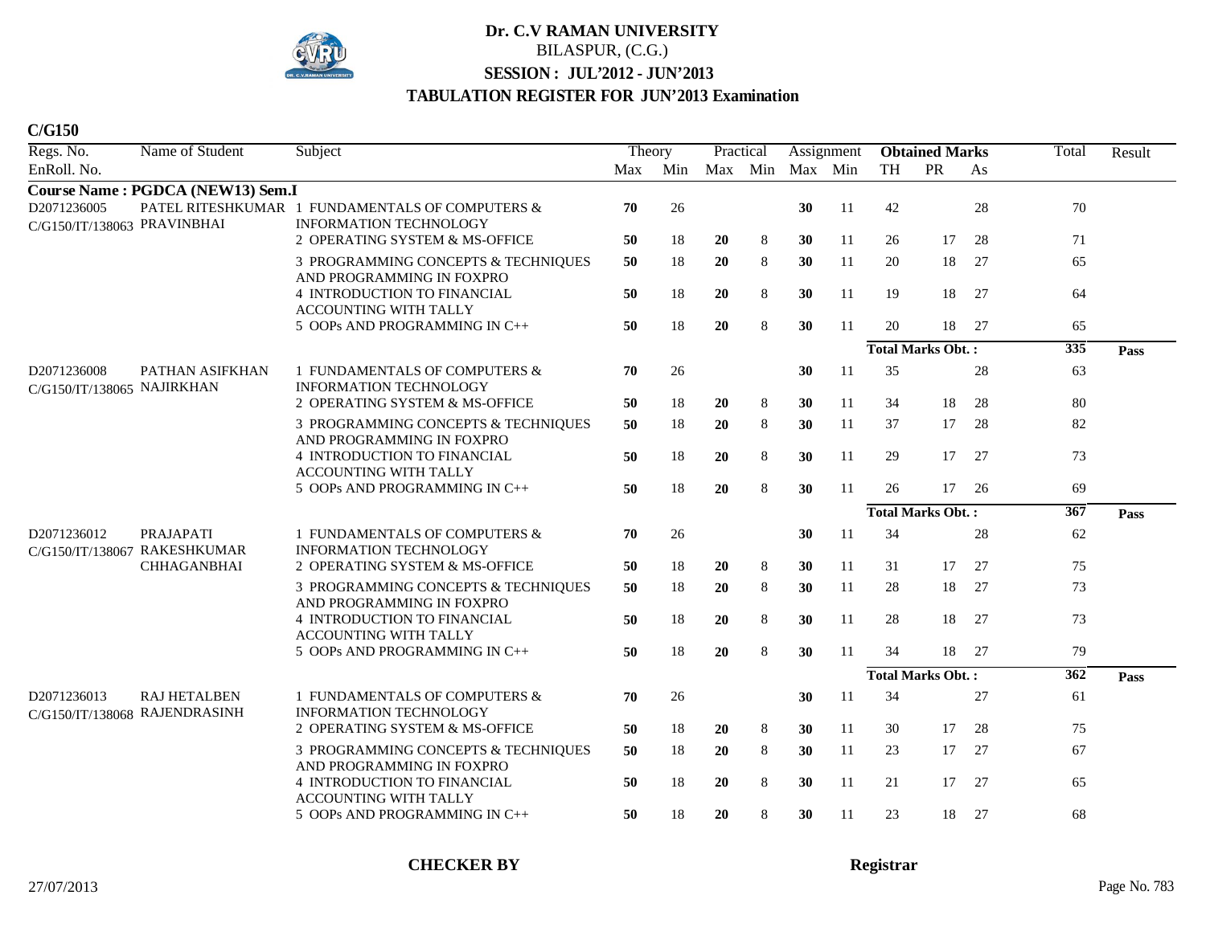# Dr. C.V RAMAN UNIVERSITY

BILASPUR, (C.G.)

**SESSION : JUL'2012 - JUN'2013**

**TABULATION REGISTER FOR JUN'2013 Examination**

**C/G150**

| Regs. No. / EnRoll. No. | Name of Student | Subject | Theory Max | Theory Min | Practical Max | Practical Min | Assignment Max | Assignment Min | Obtained Marks TH | Obtained Marks PR | Obtained Marks As | Total | Result |
|---|---|---|---|---|---|---|---|---|---|---|---|---|---|
| **Course Name : PGDCA (NEW13) Sem.I** | | | | | | | | | | | | | |
| D2071236005 C/G150/IT/138063 | PATEL RITESHKUMAR PRAVINBHAI | 1 FUNDAMENTALS OF COMPUTERS & INFORMATION TECHNOLOGY | **70** | 26 | | | **30** | 11 | 42 | | 28 | 70 | |
| | | 2 OPERATING SYSTEM & MS-OFFICE | **50** | 18 | **20** | 8 | **30** | 11 | 26 | 17 | 28 | 71 | |
| | | 3 PROGRAMMING CONCEPTS & TECHNIQUES AND PROGRAMMING IN FOXPRO | **50** | 18 | **20** | 8 | **30** | 11 | 20 | 18 | 27 | 65 | |
| | | 4 INTRODUCTION TO FINANCIAL ACCOUNTING WITH TALLY | **50** | 18 | **20** | 8 | **30** | 11 | 19 | 18 | 27 | 64 | |
| | | 5 OOPs AND PROGRAMMING IN C++ | **50** | 18 | **20** | 8 | **30** | 11 | 20 | 18 | 27 | 65 | |
| | | | | | | | | | **Total Marks Obt. :** | | | **335** | **Pass** |
| D2071236008 C/G150/IT/138065 | PATHAN ASIFKHAN NAJIRKHAN | 1 FUNDAMENTALS OF COMPUTERS & INFORMATION TECHNOLOGY | **70** | 26 | | | **30** | 11 | 35 | | 28 | 63 | |
| | | 2 OPERATING SYSTEM & MS-OFFICE | **50** | 18 | **20** | 8 | **30** | 11 | 34 | 18 | 28 | 80 | |
| | | 3 PROGRAMMING CONCEPTS & TECHNIQUES AND PROGRAMMING IN FOXPRO | **50** | 18 | **20** | 8 | **30** | 11 | 37 | 17 | 28 | 82 | |
| | | 4 INTRODUCTION TO FINANCIAL ACCOUNTING WITH TALLY | **50** | 18 | **20** | 8 | **30** | 11 | 29 | 17 | 27 | 73 | |
| | | 5 OOPs AND PROGRAMMING IN C++ | **50** | 18 | **20** | 8 | **30** | 11 | 26 | 17 | 26 | 69 | |
| | | | | | | | | | **Total Marks Obt. :** | | | **367** | **Pass** |
| D2071236012 C/G150/IT/138067 | PRAJAPATI RAKESHKUMAR CHHAGANBHAI | 1 FUNDAMENTALS OF COMPUTERS & INFORMATION TECHNOLOGY | **70** | 26 | | | **30** | 11 | 34 | | 28 | 62 | |
| | | 2 OPERATING SYSTEM & MS-OFFICE | **50** | 18 | **20** | 8 | **30** | 11 | 31 | 17 | 27 | 75 | |
| | | 3 PROGRAMMING CONCEPTS & TECHNIQUES AND PROGRAMMING IN FOXPRO | **50** | 18 | **20** | 8 | **30** | 11 | 28 | 18 | 27 | 73 | |
| | | 4 INTRODUCTION TO FINANCIAL ACCOUNTING WITH TALLY | **50** | 18 | **20** | 8 | **30** | 11 | 28 | 18 | 27 | 73 | |
| | | 5 OOPs AND PROGRAMMING IN C++ | **50** | 18 | **20** | 8 | **30** | 11 | 34 | 18 | 27 | 79 | |
| | | | | | | | | | **Total Marks Obt. :** | | | **362** | **Pass** |
| D2071236013 C/G150/IT/138068 | RAJ HETALBEN RAJENDRASINH | 1 FUNDAMENTALS OF COMPUTERS & INFORMATION TECHNOLOGY | **70** | 26 | | | **30** | 11 | 34 | | 27 | 61 | |
| | | 2 OPERATING SYSTEM & MS-OFFICE | **50** | 18 | **20** | 8 | **30** | 11 | 30 | 17 | 28 | 75 | |
| | | 3 PROGRAMMING CONCEPTS & TECHNIQUES AND PROGRAMMING IN FOXPRO | **50** | 18 | **20** | 8 | **30** | 11 | 23 | 17 | 27 | 67 | |
| | | 4 INTRODUCTION TO FINANCIAL ACCOUNTING WITH TALLY | **50** | 18 | **20** | 8 | **30** | 11 | 21 | 17 | 27 | 65 | |
| | | 5 OOPs AND PROGRAMMING IN C++ | **50** | 18 | **20** | 8 | **30** | 11 | 23 | 18 | 27 | 68 | |

**CHECKER BY** **Registrar**

27/07/2013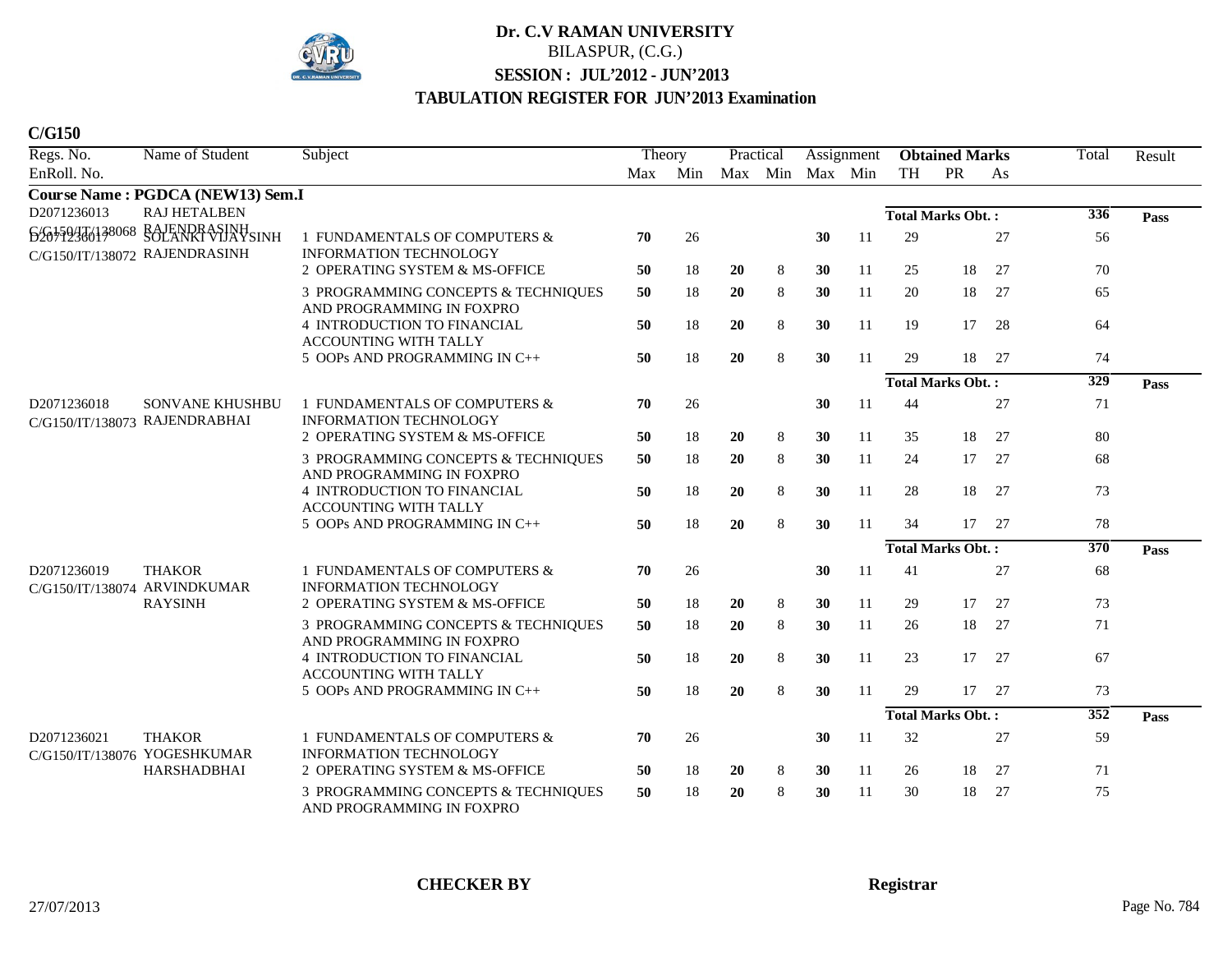# Dr. C.V RAMAN UNIVERSITY

BILASPUR, (C.G.)

**SESSION : JUL'2012 - JUN'2013**

**TABULATION REGISTER FOR JUN'2013 Examination**

**C/G150**

| Regs. No. / EnRoll. No. | Name of Student | Subject | Theory Max | Theory Min | Practical Max | Practical Min | Assignment Max | Assignment Min | Obtained Marks TH | PR | As | Total | Result |
|---|---|---|---|---|---|---|---|---|---|---|---|---|---|
| **Course Name : PGDCA (NEW13) Sem.I** | | | | | | | | | | | | | |
| D2071236013 | RAJ HETALBEN | | | | | | | | **Total Marks Obt. :** | | | **336** | **Pass** |
| C/G150/IT/138068 | RAJENDRASINH | | | | | | | | | | | | |
| D2071236017 / C/G150/IT/138072 | SOLANKI VIJAYSINH RAJENDRASINH | 1 FUNDAMENTALS OF COMPUTERS & INFORMATION TECHNOLOGY | **70** | 26 | | | **30** | 11 | 29 | | 27 | 56 | |
| | | 2 OPERATING SYSTEM & MS-OFFICE | **50** | 18 | **20** | 8 | **30** | 11 | 25 | 18 | 27 | 70 | |
| | | 3 PROGRAMMING CONCEPTS & TECHNIQUES AND PROGRAMMING IN FOXPRO | **50** | 18 | **20** | 8 | **30** | 11 | 20 | 18 | 27 | 65 | |
| | | 4 INTRODUCTION TO FINANCIAL ACCOUNTING WITH TALLY | **50** | 18 | **20** | 8 | **30** | 11 | 19 | 17 | 28 | 64 | |
| | | 5 OOPs AND PROGRAMMING IN C++ | **50** | 18 | **20** | 8 | **30** | 11 | 29 | 18 | 27 | 74 | |
| | | | | | | | | | **Total Marks Obt. :** | | | **329** | **Pass** |
| D2071236018 / C/G150/IT/138073 | SONVANE KHUSHBU RAJENDRABHAI | 1 FUNDAMENTALS OF COMPUTERS & INFORMATION TECHNOLOGY | **70** | 26 | | | **30** | 11 | 44 | | 27 | 71 | |
| | | 2 OPERATING SYSTEM & MS-OFFICE | **50** | 18 | **20** | 8 | **30** | 11 | 35 | 18 | 27 | 80 | |
| | | 3 PROGRAMMING CONCEPTS & TECHNIQUES AND PROGRAMMING IN FOXPRO | **50** | 18 | **20** | 8 | **30** | 11 | 24 | 17 | 27 | 68 | |
| | | 4 INTRODUCTION TO FINANCIAL ACCOUNTING WITH TALLY | **50** | 18 | **20** | 8 | **30** | 11 | 28 | 18 | 27 | 73 | |
| | | 5 OOPs AND PROGRAMMING IN C++ | **50** | 18 | **20** | 8 | **30** | 11 | 34 | 17 | 27 | 78 | |
| | | | | | | | | | **Total Marks Obt. :** | | | **370** | **Pass** |
| D2071236019 / C/G150/IT/138074 | THAKOR ARVINDKUMAR RAYSINH | 1 FUNDAMENTALS OF COMPUTERS & INFORMATION TECHNOLOGY | **70** | 26 | | | **30** | 11 | 41 | | 27 | 68 | |
| | | 2 OPERATING SYSTEM & MS-OFFICE | **50** | 18 | **20** | 8 | **30** | 11 | 29 | 17 | 27 | 73 | |
| | | 3 PROGRAMMING CONCEPTS & TECHNIQUES AND PROGRAMMING IN FOXPRO | **50** | 18 | **20** | 8 | **30** | 11 | 26 | 18 | 27 | 71 | |
| | | 4 INTRODUCTION TO FINANCIAL ACCOUNTING WITH TALLY | **50** | 18 | **20** | 8 | **30** | 11 | 23 | 17 | 27 | 67 | |
| | | 5 OOPs AND PROGRAMMING IN C++ | **50** | 18 | **20** | 8 | **30** | 11 | 29 | 17 | 27 | 73 | |
| | | | | | | | | | **Total Marks Obt. :** | | | **352** | **Pass** |
| D2071236021 / C/G150/IT/138076 | THAKOR YOGESHKUMAR HARSHADBHAI | 1 FUNDAMENTALS OF COMPUTERS & INFORMATION TECHNOLOGY | **70** | 26 | | | **30** | 11 | 32 | | 27 | 59 | |
| | | 2 OPERATING SYSTEM & MS-OFFICE | **50** | 18 | **20** | 8 | **30** | 11 | 26 | 18 | 27 | 71 | |
| | | 3 PROGRAMMING CONCEPTS & TECHNIQUES AND PROGRAMMING IN FOXPRO | **50** | 18 | **20** | 8 | **30** | 11 | 30 | 18 | 27 | 75 | |

**CHECKER BY** **Registrar**

27/07/2013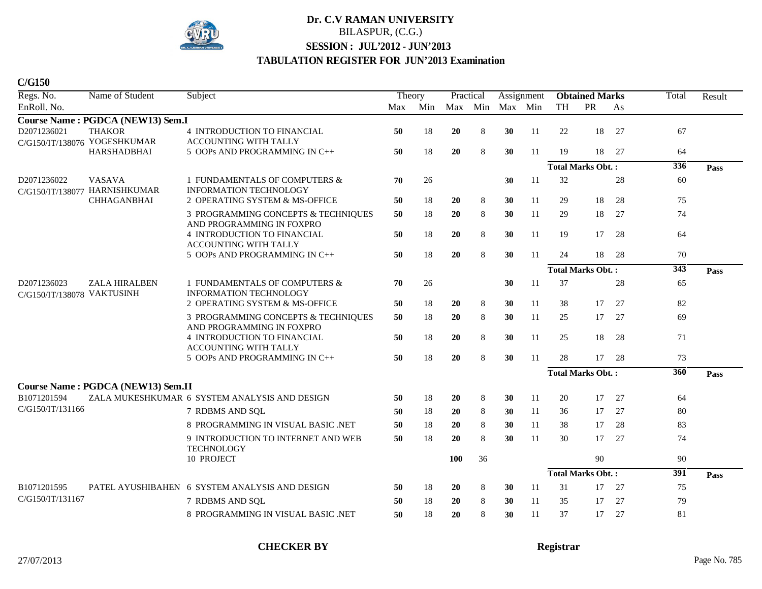# Dr. C.V RAMAN UNIVERSITY

BILASPUR, (C.G.)

**SESSION : JUL'2012 - JUN'2013**

**TABULATION REGISTER FOR JUN'2013 Examination**

**C/G150**

| Regs. No. / EnRoll. No. | Name of Student | Subject | Theory Max | Theory Min | Practical Max | Practical Min | Assignment Max | Assignment Min | Obtained Marks TH | Obtained Marks PR | Obtained Marks As | Total | Result |
|---|---|---|---|---|---|---|---|---|---|---|---|---|---|
| **Course Name : PGDCA (NEW13) Sem.I** | | | | | | | | | | | | | |
| D2071236021 C/G150/IT/138076 | THAKOR YOGESHKUMAR HARSHADBHAI | 4 INTRODUCTION TO FINANCIAL ACCOUNTING WITH TALLY | **50** | 18 | **20** | 8 | **30** | 11 | 22 | 18 | 27 | 67 | |
| | | 5 OOPs AND PROGRAMMING IN C++ | **50** | 18 | **20** | 8 | **30** | 11 | 19 | 18 | 27 | 64 | |
| | | | | | | | | | **Total Marks Obt. :** | | | **336** | **Pass** |
| D2071236022 C/G150/IT/138077 | VASAVA HARNISHKUMAR CHHAGANBHAI | 1 FUNDAMENTALS OF COMPUTERS & INFORMATION TECHNOLOGY | **70** | 26 | | | **30** | 11 | 32 | | 28 | 60 | |
| | | 2 OPERATING SYSTEM & MS-OFFICE | **50** | 18 | **20** | 8 | **30** | 11 | 29 | 18 | 28 | 75 | |
| | | 3 PROGRAMMING CONCEPTS & TECHNIQUES AND PROGRAMMING IN FOXPRO | **50** | 18 | **20** | 8 | **30** | 11 | 29 | 18 | 27 | 74 | |
| | | 4 INTRODUCTION TO FINANCIAL ACCOUNTING WITH TALLY | **50** | 18 | **20** | 8 | **30** | 11 | 19 | 17 | 28 | 64 | |
| | | 5 OOPs AND PROGRAMMING IN C++ | **50** | 18 | **20** | 8 | **30** | 11 | 24 | 18 | 28 | 70 | |
| | | | | | | | | | **Total Marks Obt. :** | | | **343** | **Pass** |
| D2071236023 C/G150/IT/138078 | ZALA HIRALBEN VAKTUSINH | 1 FUNDAMENTALS OF COMPUTERS & INFORMATION TECHNOLOGY | **70** | 26 | | | **30** | 11 | 37 | | 28 | 65 | |
| | | 2 OPERATING SYSTEM & MS-OFFICE | **50** | 18 | **20** | 8 | **30** | 11 | 38 | 17 | 27 | 82 | |
| | | 3 PROGRAMMING CONCEPTS & TECHNIQUES AND PROGRAMMING IN FOXPRO | **50** | 18 | **20** | 8 | **30** | 11 | 25 | 17 | 27 | 69 | |
| | | 4 INTRODUCTION TO FINANCIAL ACCOUNTING WITH TALLY | **50** | 18 | **20** | 8 | **30** | 11 | 25 | 18 | 28 | 71 | |
| | | 5 OOPs AND PROGRAMMING IN C++ | **50** | 18 | **20** | 8 | **30** | 11 | 28 | 17 | 28 | 73 | |
| | | | | | | | | | **Total Marks Obt. :** | | | **360** | **Pass** |
| **Course Name : PGDCA (NEW13) Sem.II** | | | | | | | | | | | | | |
| B1071201594 C/G150/IT/131166 | ZALA MUKESHKUMAR | 6 SYSTEM ANALYSIS AND DESIGN | **50** | 18 | **20** | 8 | **30** | 11 | 20 | 17 | 27 | 64 | |
| | | 7 RDBMS AND SQL | **50** | 18 | **20** | 8 | **30** | 11 | 36 | 17 | 27 | 80 | |
| | | 8 PROGRAMMING IN VISUAL BASIC .NET | **50** | 18 | **20** | 8 | **30** | 11 | 38 | 17 | 28 | 83 | |
| | | 9 INTRODUCTION TO INTERNET AND WEB TECHNOLOGY | **50** | 18 | **20** | 8 | **30** | 11 | 30 | 17 | 27 | 74 | |
| | | 10 PROJECT | | | **100** | 36 | | | | 90 | | 90 | |
| | | | | | | | | | **Total Marks Obt. :** | | | **391** | **Pass** |
| B1071201595 C/G150/IT/131167 | PATEL AYUSHIBAHEN | 6 SYSTEM ANALYSIS AND DESIGN | **50** | 18 | **20** | 8 | **30** | 11 | 31 | 17 | 27 | 75 | |
| | | 7 RDBMS AND SQL | **50** | 18 | **20** | 8 | **30** | 11 | 35 | 17 | 27 | 79 | |
| | | 8 PROGRAMMING IN VISUAL BASIC .NET | **50** | 18 | **20** | 8 | **30** | 11 | 37 | 17 | 27 | 81 | |

**CHECKER BY** **Registrar**

27/07/2013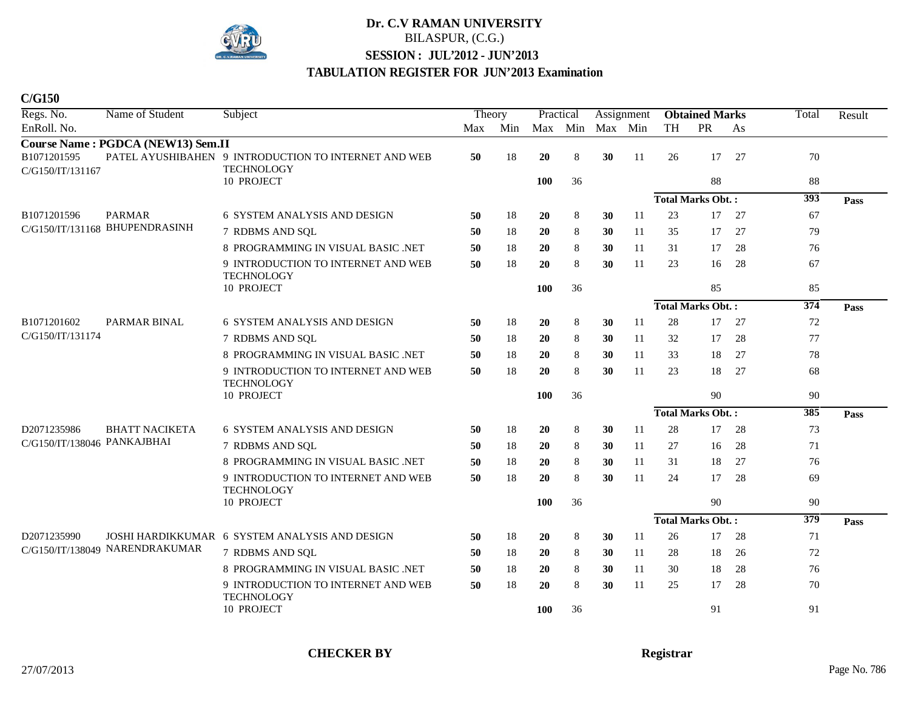# Dr. C.V RAMAN UNIVERSITY

BILASPUR, (C.G.)

**SESSION : JUL'2012 - JUN'2013**

**TABULATION REGISTER FOR JUN'2013 Examination**

**C/G150**

| Regs. No. / EnRoll. No. | Name of Student | Subject | Theory Max | Theory Min | Practical Max | Practical Min | Assignment Max | Assignment Min | Obtained Marks TH | Obtained Marks PR | Obtained Marks As | Total | Result |
|---|---|---|---|---|---|---|---|---|---|---|---|---|---|
| **Course Name : PGDCA (NEW13) Sem.II** | | | | | | | | | | | | | |
| B1071201595 C/G150/IT/131167 | PATEL AYUSHIBAHEN | 9 INTRODUCTION TO INTERNET AND WEB TECHNOLOGY | **50** | 18 | **20** | 8 | **30** | 11 | 26 | 17 | 27 | 70 | |
| | | 10 PROJECT | | | **100** | 36 | | | | 88 | | 88 | |
| | | | | | | | | | **Total Marks Obt. :** | | | 393 | **Pass** |
| B1071201596 C/G150/IT/131168 | PARMAR BHUPENDRASINH | 6 SYSTEM ANALYSIS AND DESIGN | **50** | 18 | **20** | 8 | **30** | 11 | 23 | 17 | 27 | 67 | |
| | | 7 RDBMS AND SQL | **50** | 18 | **20** | 8 | **30** | 11 | 35 | 17 | 27 | 79 | |
| | | 8 PROGRAMMING IN VISUAL BASIC .NET | **50** | 18 | **20** | 8 | **30** | 11 | 31 | 17 | 28 | 76 | |
| | | 9 INTRODUCTION TO INTERNET AND WEB TECHNOLOGY | **50** | 18 | **20** | 8 | **30** | 11 | 23 | 16 | 28 | 67 | |
| | | 10 PROJECT | | | **100** | 36 | | | | 85 | | 85 | |
| | | | | | | | | | **Total Marks Obt. :** | | | 374 | **Pass** |
| B1071201602 C/G150/IT/131174 | PARMAR BINAL | 6 SYSTEM ANALYSIS AND DESIGN | **50** | 18 | **20** | 8 | **30** | 11 | 28 | 17 | 27 | 72 | |
| | | 7 RDBMS AND SQL | **50** | 18 | **20** | 8 | **30** | 11 | 32 | 17 | 28 | 77 | |
| | | 8 PROGRAMMING IN VISUAL BASIC .NET | **50** | 18 | **20** | 8 | **30** | 11 | 33 | 18 | 27 | 78 | |
| | | 9 INTRODUCTION TO INTERNET AND WEB TECHNOLOGY | **50** | 18 | **20** | 8 | **30** | 11 | 23 | 18 | 27 | 68 | |
| | | 10 PROJECT | | | **100** | 36 | | | | 90 | | 90 | |
| | | | | | | | | | **Total Marks Obt. :** | | | 385 | **Pass** |
| D2071235986 C/G150/IT/138046 | BHATT NACIKETA PANKAJBHAI | 6 SYSTEM ANALYSIS AND DESIGN | **50** | 18 | **20** | 8 | **30** | 11 | 28 | 17 | 28 | 73 | |
| | | 7 RDBMS AND SQL | **50** | 18 | **20** | 8 | **30** | 11 | 27 | 16 | 28 | 71 | |
| | | 8 PROGRAMMING IN VISUAL BASIC .NET | **50** | 18 | **20** | 8 | **30** | 11 | 31 | 18 | 27 | 76 | |
| | | 9 INTRODUCTION TO INTERNET AND WEB TECHNOLOGY | **50** | 18 | **20** | 8 | **30** | 11 | 24 | 17 | 28 | 69 | |
| | | 10 PROJECT | | | **100** | 36 | | | | 90 | | 90 | |
| | | | | | | | | | **Total Marks Obt. :** | | | 379 | **Pass** |
| D2071235990 C/G150/IT/138049 | JOSHI HARDIKKUMAR NARENDRAKUMAR | 6 SYSTEM ANALYSIS AND DESIGN | **50** | 18 | **20** | 8 | **30** | 11 | 26 | 17 | 28 | 71 | |
| | | 7 RDBMS AND SQL | **50** | 18 | **20** | 8 | **30** | 11 | 28 | 18 | 26 | 72 | |
| | | 8 PROGRAMMING IN VISUAL BASIC .NET | **50** | 18 | **20** | 8 | **30** | 11 | 30 | 18 | 28 | 76 | |
| | | 9 INTRODUCTION TO INTERNET AND WEB TECHNOLOGY | **50** | 18 | **20** | 8 | **30** | 11 | 25 | 17 | 28 | 70 | |
| | | 10 PROJECT | | | **100** | 36 | | | | 91 | | 91 | |

**CHECKER BY** **Registrar**

27/07/2013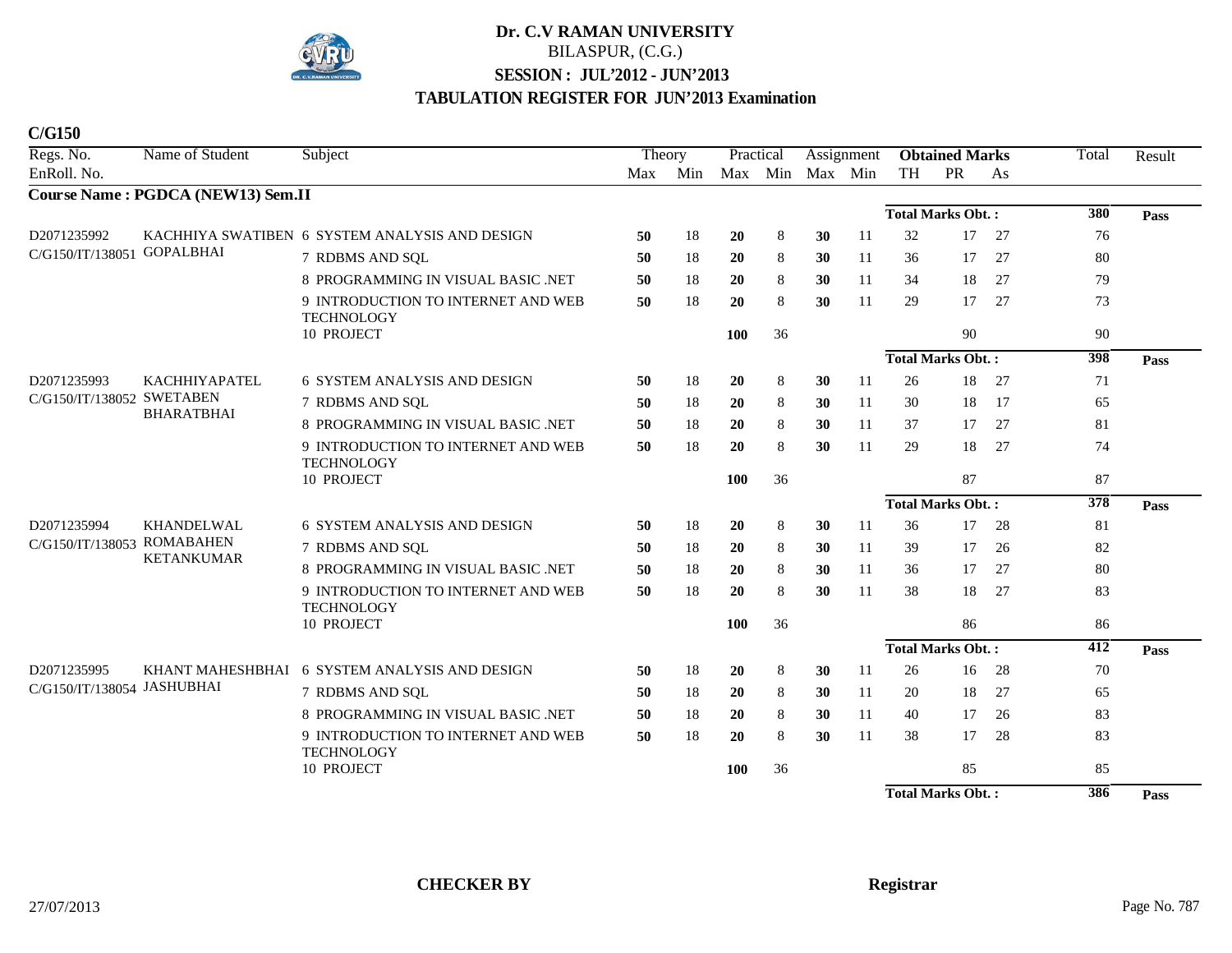# Dr. C.V RAMAN UNIVERSITY

BILASPUR, (C.G.)

**SESSION : JUL'2012 - JUN'2013**

**TABULATION REGISTER FOR JUN'2013 Examination**

**C/G150**

**Course Name : PGDCA (NEW13) Sem.II**

| Regs. No. / EnRoll. No. | Name of Student | Subject | Theory Max | Theory Min | Practical Max | Practical Min | Assignment Max | Assignment Min | Obtained Marks TH | PR | As | Total | Result |
|---|---|---|---|---|---|---|---|---|---|---|---|---|---|
| | | | | | | | | | Total Marks Obt. : | | | 380 | Pass |
| D2071235992 C/G150/IT/138051 | KACHHIYA SWATIBEN GOPALBHAI | 6 SYSTEM ANALYSIS AND DESIGN | 50 | 18 | 20 | 8 | 30 | 11 | 32 | 17 | 27 | 76 | |
| | | 7 RDBMS AND SQL | 50 | 18 | 20 | 8 | 30 | 11 | 36 | 17 | 27 | 80 | |
| | | 8 PROGRAMMING IN VISUAL BASIC .NET | 50 | 18 | 20 | 8 | 30 | 11 | 34 | 18 | 27 | 79 | |
| | | 9 INTRODUCTION TO INTERNET AND WEB TECHNOLOGY | 50 | 18 | 20 | 8 | 30 | 11 | 29 | 17 | 27 | 73 | |
| | | 10 PROJECT | | | 100 | 36 | | | | 90 | | 90 | |
| | | | | | | | | | Total Marks Obt. : | | | 398 | Pass |
| D2071235993 C/G150/IT/138052 | KACHHIYAPATEL SWETABEN BHARATBHAI | 6 SYSTEM ANALYSIS AND DESIGN | 50 | 18 | 20 | 8 | 30 | 11 | 26 | 18 | 27 | 71 | |
| | | 7 RDBMS AND SQL | 50 | 18 | 20 | 8 | 30 | 11 | 30 | 18 | 17 | 65 | |
| | | 8 PROGRAMMING IN VISUAL BASIC .NET | 50 | 18 | 20 | 8 | 30 | 11 | 37 | 17 | 27 | 81 | |
| | | 9 INTRODUCTION TO INTERNET AND WEB TECHNOLOGY | 50 | 18 | 20 | 8 | 30 | 11 | 29 | 18 | 27 | 74 | |
| | | 10 PROJECT | | | 100 | 36 | | | | 87 | | 87 | |
| | | | | | | | | | Total Marks Obt. : | | | 378 | Pass |
| D2071235994 C/G150/IT/138053 | KHANDELWAL ROMABAHEN KETANKUMAR | 6 SYSTEM ANALYSIS AND DESIGN | 50 | 18 | 20 | 8 | 30 | 11 | 36 | 17 | 28 | 81 | |
| | | 7 RDBMS AND SQL | 50 | 18 | 20 | 8 | 30 | 11 | 39 | 17 | 26 | 82 | |
| | | 8 PROGRAMMING IN VISUAL BASIC .NET | 50 | 18 | 20 | 8 | 30 | 11 | 36 | 17 | 27 | 80 | |
| | | 9 INTRODUCTION TO INTERNET AND WEB TECHNOLOGY | 50 | 18 | 20 | 8 | 30 | 11 | 38 | 18 | 27 | 83 | |
| | | 10 PROJECT | | | 100 | 36 | | | | 86 | | 86 | |
| | | | | | | | | | Total Marks Obt. : | | | 412 | Pass |
| D2071235995 C/G150/IT/138054 | KHANT MAHESHBHAI JASHUBHAI | 6 SYSTEM ANALYSIS AND DESIGN | 50 | 18 | 20 | 8 | 30 | 11 | 26 | 16 | 28 | 70 | |
| | | 7 RDBMS AND SQL | 50 | 18 | 20 | 8 | 30 | 11 | 20 | 18 | 27 | 65 | |
| | | 8 PROGRAMMING IN VISUAL BASIC .NET | 50 | 18 | 20 | 8 | 30 | 11 | 40 | 17 | 26 | 83 | |
| | | 9 INTRODUCTION TO INTERNET AND WEB TECHNOLOGY | 50 | 18 | 20 | 8 | 30 | 11 | 38 | 17 | 28 | 83 | |
| | | 10 PROJECT | | | 100 | 36 | | | | 85 | | 85 | |
| | | | | | | | | | Total Marks Obt. : | | | 386 | Pass |

**CHECKER BY** **Registrar**

27/07/2013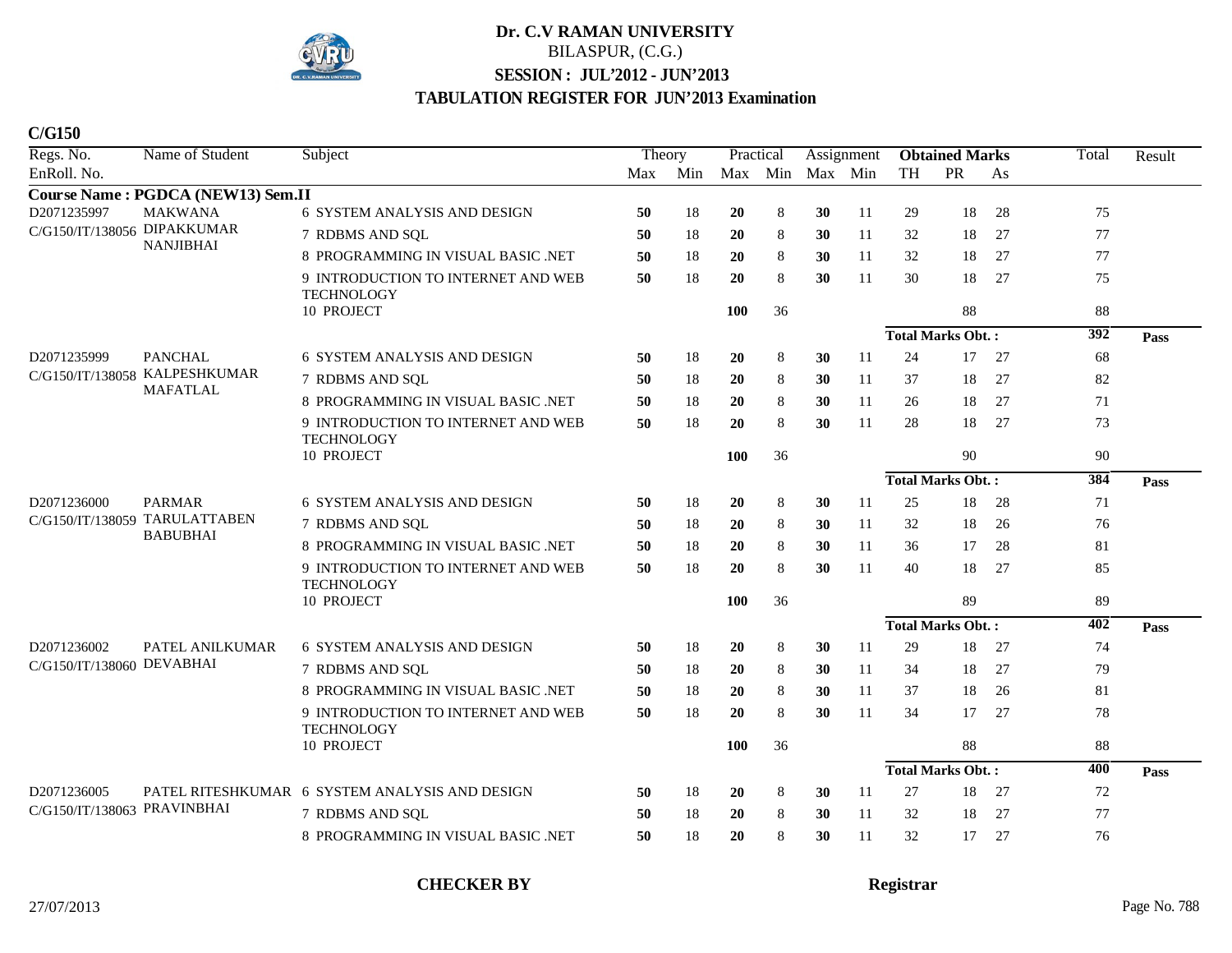# Dr. C.V RAMAN UNIVERSITY

BILASPUR, (C.G.)

**SESSION : JUL'2012 - JUN'2013**

**TABULATION REGISTER FOR JUN'2013 Examination**

**C/G150**

| Regs. No. / EnRoll. No. | Name of Student | Subject | Theory Max | Theory Min | Practical Max | Practical Min | Assignment Max | Assignment Min | Obtained Marks TH | Obtained Marks PR | Obtained Marks As | Total | Result |
|---|---|---|---|---|---|---|---|---|---|---|---|---|---|
| **Course Name : PGDCA (NEW13) Sem.II** | | | | | | | | | | | | | |
| D2071235997 | MAKWANA | 6 SYSTEM ANALYSIS AND DESIGN | 50 | 18 | 20 | 8 | 30 | 11 | 29 | 18 | 28 | 75 | |
| C/G150/IT/138056 | DIPAKKUMAR NANJIBHAI | 7 RDBMS AND SQL | 50 | 18 | 20 | 8 | 30 | 11 | 32 | 18 | 27 | 77 | |
| | | 8 PROGRAMMING IN VISUAL BASIC .NET | 50 | 18 | 20 | 8 | 30 | 11 | 32 | 18 | 27 | 77 | |
| | | 9 INTRODUCTION TO INTERNET AND WEB TECHNOLOGY | 50 | 18 | 20 | 8 | 30 | 11 | 30 | 18 | 27 | 75 | |
| | | 10 PROJECT | | | 100 | 36 | | | | 88 | | 88 | |
| | | | | | | | | | **Total Marks Obt. :** | | | 392 | **Pass** |
| D2071235999 | PANCHAL | 6 SYSTEM ANALYSIS AND DESIGN | 50 | 18 | 20 | 8 | 30 | 11 | 24 | 17 | 27 | 68 | |
| C/G150/IT/138058 | KALPESHKUMAR MAFATLAL | 7 RDBMS AND SQL | 50 | 18 | 20 | 8 | 30 | 11 | 37 | 18 | 27 | 82 | |
| | | 8 PROGRAMMING IN VISUAL BASIC .NET | 50 | 18 | 20 | 8 | 30 | 11 | 26 | 18 | 27 | 71 | |
| | | 9 INTRODUCTION TO INTERNET AND WEB TECHNOLOGY | 50 | 18 | 20 | 8 | 30 | 11 | 28 | 18 | 27 | 73 | |
| | | 10 PROJECT | | | 100 | 36 | | | | 90 | | 90 | |
| | | | | | | | | | **Total Marks Obt. :** | | | 384 | **Pass** |
| D2071236000 | PARMAR | 6 SYSTEM ANALYSIS AND DESIGN | 50 | 18 | 20 | 8 | 30 | 11 | 25 | 18 | 28 | 71 | |
| C/G150/IT/138059 | TARULATTABEN BABUBHAI | 7 RDBMS AND SQL | 50 | 18 | 20 | 8 | 30 | 11 | 32 | 18 | 26 | 76 | |
| | | 8 PROGRAMMING IN VISUAL BASIC .NET | 50 | 18 | 20 | 8 | 30 | 11 | 36 | 17 | 28 | 81 | |
| | | 9 INTRODUCTION TO INTERNET AND WEB TECHNOLOGY | 50 | 18 | 20 | 8 | 30 | 11 | 40 | 18 | 27 | 85 | |
| | | 10 PROJECT | | | 100 | 36 | | | | 89 | | 89 | |
| | | | | | | | | | **Total Marks Obt. :** | | | 402 | **Pass** |
| D2071236002 | PATEL ANILKUMAR | 6 SYSTEM ANALYSIS AND DESIGN | 50 | 18 | 20 | 8 | 30 | 11 | 29 | 18 | 27 | 74 | |
| C/G150/IT/138060 | DEVABHAI | 7 RDBMS AND SQL | 50 | 18 | 20 | 8 | 30 | 11 | 34 | 18 | 27 | 79 | |
| | | 8 PROGRAMMING IN VISUAL BASIC .NET | 50 | 18 | 20 | 8 | 30 | 11 | 37 | 18 | 26 | 81 | |
| | | 9 INTRODUCTION TO INTERNET AND WEB TECHNOLOGY | 50 | 18 | 20 | 8 | 30 | 11 | 34 | 17 | 27 | 78 | |
| | | 10 PROJECT | | | 100 | 36 | | | | 88 | | 88 | |
| | | | | | | | | | **Total Marks Obt. :** | | | 400 | **Pass** |
| D2071236005 | PATEL RITESHKUMAR | 6 SYSTEM ANALYSIS AND DESIGN | 50 | 18 | 20 | 8 | 30 | 11 | 27 | 18 | 27 | 72 | |
| C/G150/IT/138063 | PRAVINBHAI | 7 RDBMS AND SQL | 50 | 18 | 20 | 8 | 30 | 11 | 32 | 18 | 27 | 77 | |
| | | 8 PROGRAMMING IN VISUAL BASIC .NET | 50 | 18 | 20 | 8 | 30 | 11 | 32 | 17 | 27 | 76 | |

**CHECKER BY** **Registrar**

27/07/2013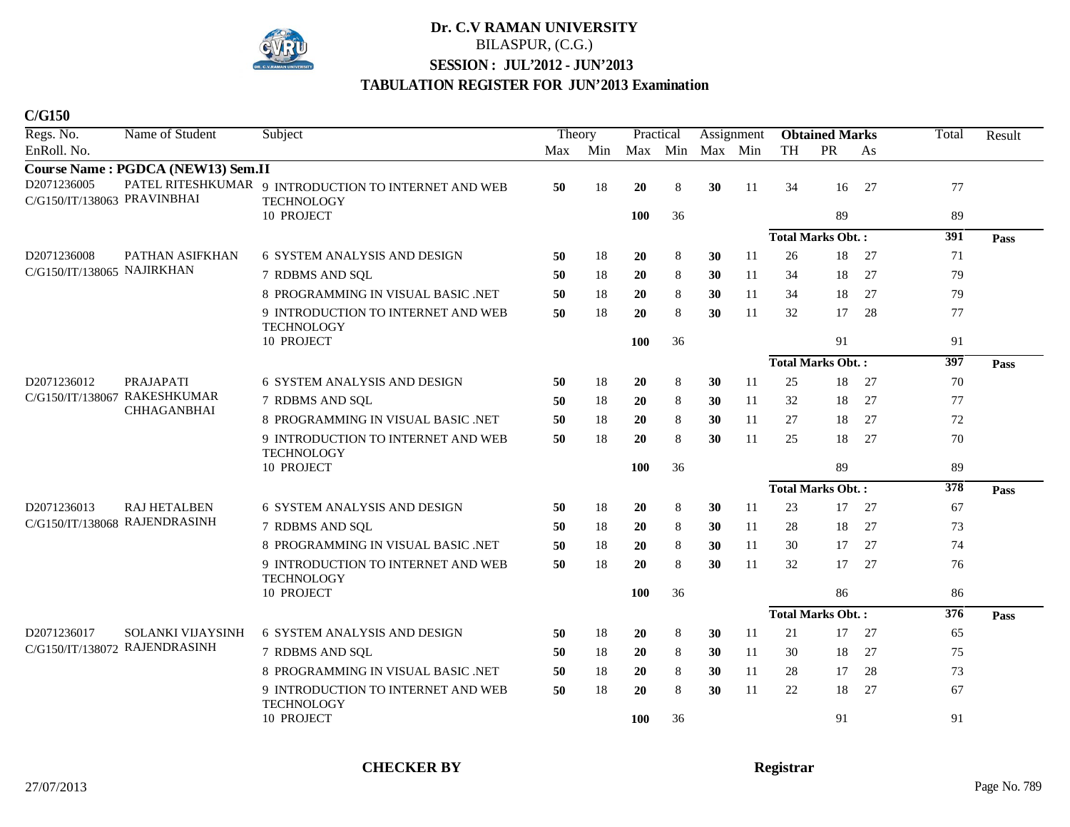# Dr. C.V RAMAN UNIVERSITY

BILASPUR, (C.G.)

**SESSION : JUL'2012 - JUN'2013**

**TABULATION REGISTER FOR JUN'2013 Examination**

**C/G150**

| Regs. No. / EnRoll. No. | Name of Student | Subject | Theory Max | Theory Min | Practical Max | Practical Min | Assignment Max | Assignment Min | Obtained Marks TH | Obtained Marks PR | Obtained Marks As | Total | Result |
|---|---|---|---|---|---|---|---|---|---|---|---|---|---|
| **Course Name : PGDCA (NEW13) Sem.II** | | | | | | | | | | | | | |
| D2071236005 C/G150/IT/138063 | PATEL RITESHKUMAR PRAVINBHAI | 9 INTRODUCTION TO INTERNET AND WEB TECHNOLOGY | **50** | 18 | **20** | 8 | **30** | 11 | 34 | 16 | 27 | 77 | |
| | | 10 PROJECT | | | **100** | 36 | | | | 89 | | 89 | |
| | | | | | | | | | **Total Marks Obt. :** | | | **391** | **Pass** |
| D2071236008 C/G150/IT/138065 | PATHAN ASIFKHAN NAJIRKHAN | 6 SYSTEM ANALYSIS AND DESIGN | **50** | 18 | **20** | 8 | **30** | 11 | 26 | 18 | 27 | 71 | |
| | | 7 RDBMS AND SQL | **50** | 18 | **20** | 8 | **30** | 11 | 34 | 18 | 27 | 79 | |
| | | 8 PROGRAMMING IN VISUAL BASIC .NET | **50** | 18 | **20** | 8 | **30** | 11 | 34 | 18 | 27 | 79 | |
| | | 9 INTRODUCTION TO INTERNET AND WEB TECHNOLOGY | **50** | 18 | **20** | 8 | **30** | 11 | 32 | 17 | 28 | 77 | |
| | | 10 PROJECT | | | **100** | 36 | | | | 91 | | 91 | |
| | | | | | | | | | **Total Marks Obt. :** | | | **397** | **Pass** |
| D2071236012 C/G150/IT/138067 | PRAJAPATI RAKESHKUMAR CHHAGANBHAI | 6 SYSTEM ANALYSIS AND DESIGN | **50** | 18 | **20** | 8 | **30** | 11 | 25 | 18 | 27 | 70 | |
| | | 7 RDBMS AND SQL | **50** | 18 | **20** | 8 | **30** | 11 | 32 | 18 | 27 | 77 | |
| | | 8 PROGRAMMING IN VISUAL BASIC .NET | **50** | 18 | **20** | 8 | **30** | 11 | 27 | 18 | 27 | 72 | |
| | | 9 INTRODUCTION TO INTERNET AND WEB TECHNOLOGY | **50** | 18 | **20** | 8 | **30** | 11 | 25 | 18 | 27 | 70 | |
| | | 10 PROJECT | | | **100** | 36 | | | | 89 | | 89 | |
| | | | | | | | | | **Total Marks Obt. :** | | | **378** | **Pass** |
| D2071236013 C/G150/IT/138068 | RAJ HETALBEN RAJENDRASINH | 6 SYSTEM ANALYSIS AND DESIGN | **50** | 18 | **20** | 8 | **30** | 11 | 23 | 17 | 27 | 67 | |
| | | 7 RDBMS AND SQL | **50** | 18 | **20** | 8 | **30** | 11 | 28 | 18 | 27 | 73 | |
| | | 8 PROGRAMMING IN VISUAL BASIC .NET | **50** | 18 | **20** | 8 | **30** | 11 | 30 | 17 | 27 | 74 | |
| | | 9 INTRODUCTION TO INTERNET AND WEB TECHNOLOGY | **50** | 18 | **20** | 8 | **30** | 11 | 32 | 17 | 27 | 76 | |
| | | 10 PROJECT | | | **100** | 36 | | | | 86 | | 86 | |
| | | | | | | | | | **Total Marks Obt. :** | | | **376** | **Pass** |
| D2071236017 C/G150/IT/138072 | SOLANKI VIJAYSINH RAJENDRASINH | 6 SYSTEM ANALYSIS AND DESIGN | **50** | 18 | **20** | 8 | **30** | 11 | 21 | 17 | 27 | 65 | |
| | | 7 RDBMS AND SQL | **50** | 18 | **20** | 8 | **30** | 11 | 30 | 18 | 27 | 75 | |
| | | 8 PROGRAMMING IN VISUAL BASIC .NET | **50** | 18 | **20** | 8 | **30** | 11 | 28 | 17 | 28 | 73 | |
| | | 9 INTRODUCTION TO INTERNET AND WEB TECHNOLOGY | **50** | 18 | **20** | 8 | **30** | 11 | 22 | 18 | 27 | 67 | |
| | | 10 PROJECT | | | **100** | 36 | | | | 91 | | 91 | |

**CHECKER BY** **Registrar**

27/07/2013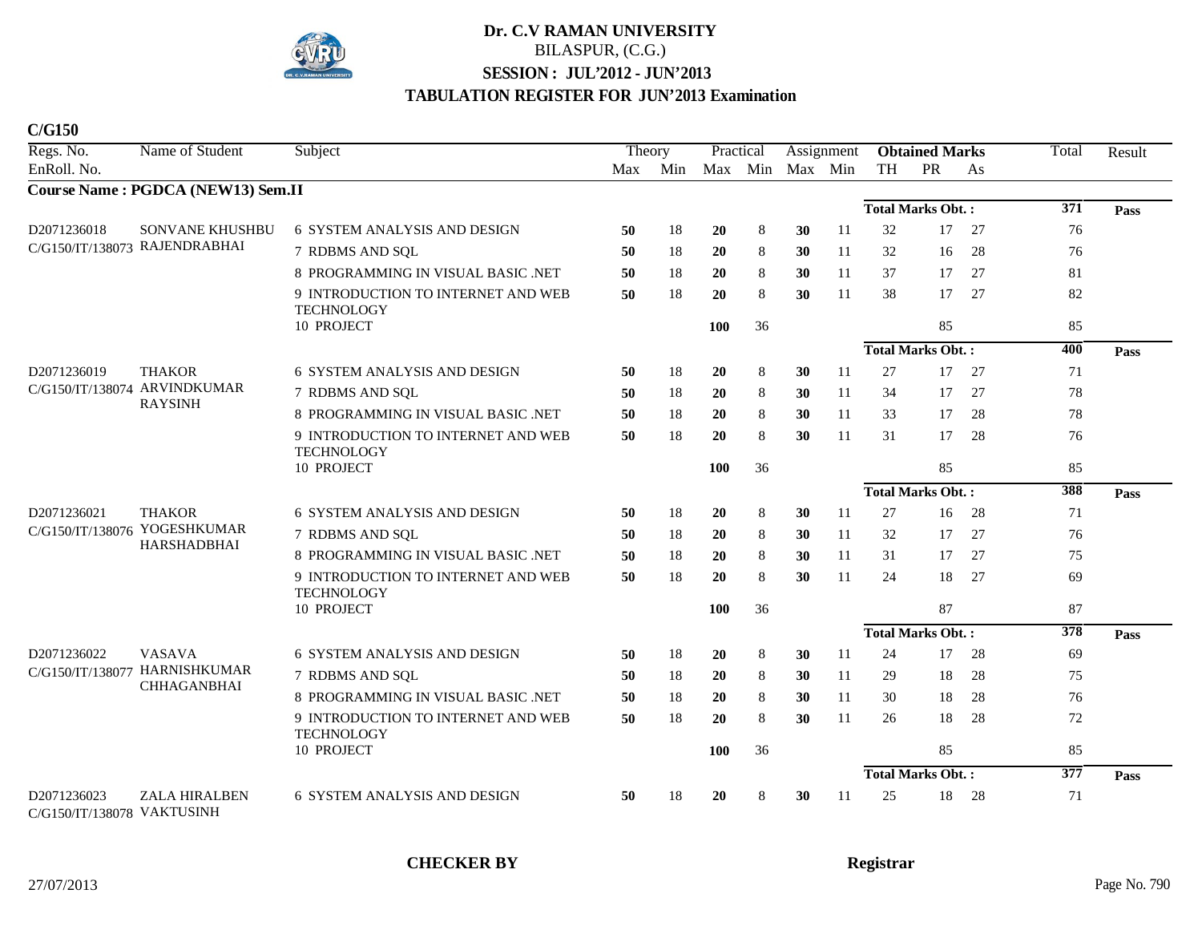# Dr. C.V RAMAN UNIVERSITY

BILASPUR, (C.G.)

**SESSION : JUL'2012 - JUN'2013**

**TABULATION REGISTER FOR JUN'2013 Examination**

**C/G150**

**Course Name : PGDCA (NEW13) Sem.II**

| Regs. No. / EnRoll. No. | Name of Student | Subject | Theory Max | Theory Min | Practical Max | Practical Min | Assignment Max | Assignment Min | Obtained Marks TH | Obtained Marks PR | Obtained Marks As | Total | Result |
|---|---|---|---|---|---|---|---|---|---|---|---|---|---|
| | | | | | | | | | **Total Marks Obt. :** | | | **371** | **Pass** |
| D2071236018 C/G150/IT/138073 | SONVANE KHUSHBU RAJENDRABHAI | 6 SYSTEM ANALYSIS AND DESIGN | **50** | 18 | **20** | 8 | **30** | 11 | 32 | 17 | 27 | 76 | |
| | | 7 RDBMS AND SQL | **50** | 18 | **20** | 8 | **30** | 11 | 32 | 16 | 28 | 76 | |
| | | 8 PROGRAMMING IN VISUAL BASIC .NET | **50** | 18 | **20** | 8 | **30** | 11 | 37 | 17 | 27 | 81 | |
| | | 9 INTRODUCTION TO INTERNET AND WEB TECHNOLOGY | **50** | 18 | **20** | 8 | **30** | 11 | 38 | 17 | 27 | 82 | |
| | | 10 PROJECT | | | **100** | 36 | | | | 85 | | 85 | |
| | | | | | | | | | **Total Marks Obt. :** | | | **400** | **Pass** |
| D2071236019 C/G150/IT/138074 | THAKOR ARVINDKUMAR RAYSINH | 6 SYSTEM ANALYSIS AND DESIGN | **50** | 18 | **20** | 8 | **30** | 11 | 27 | 17 | 27 | 71 | |
| | | 7 RDBMS AND SQL | **50** | 18 | **20** | 8 | **30** | 11 | 34 | 17 | 27 | 78 | |
| | | 8 PROGRAMMING IN VISUAL BASIC .NET | **50** | 18 | **20** | 8 | **30** | 11 | 33 | 17 | 28 | 78 | |
| | | 9 INTRODUCTION TO INTERNET AND WEB TECHNOLOGY | **50** | 18 | **20** | 8 | **30** | 11 | 31 | 17 | 28 | 76 | |
| | | 10 PROJECT | | | **100** | 36 | | | | 85 | | 85 | |
| | | | | | | | | | **Total Marks Obt. :** | | | **388** | **Pass** |
| D2071236021 C/G150/IT/138076 | THAKOR YOGESHKUMAR HARSHADBHAI | 6 SYSTEM ANALYSIS AND DESIGN | **50** | 18 | **20** | 8 | **30** | 11 | 27 | 16 | 28 | 71 | |
| | | 7 RDBMS AND SQL | **50** | 18 | **20** | 8 | **30** | 11 | 32 | 17 | 27 | 76 | |
| | | 8 PROGRAMMING IN VISUAL BASIC .NET | **50** | 18 | **20** | 8 | **30** | 11 | 31 | 17 | 27 | 75 | |
| | | 9 INTRODUCTION TO INTERNET AND WEB TECHNOLOGY | **50** | 18 | **20** | 8 | **30** | 11 | 24 | 18 | 27 | 69 | |
| | | 10 PROJECT | | | **100** | 36 | | | | 87 | | 87 | |
| | | | | | | | | | **Total Marks Obt. :** | | | **378** | **Pass** |
| D2071236022 C/G150/IT/138077 | VASAVA HARNISHKUMAR CHHAGANBHAI | 6 SYSTEM ANALYSIS AND DESIGN | **50** | 18 | **20** | 8 | **30** | 11 | 24 | 17 | 28 | 69 | |
| | | 7 RDBMS AND SQL | **50** | 18 | **20** | 8 | **30** | 11 | 29 | 18 | 28 | 75 | |
| | | 8 PROGRAMMING IN VISUAL BASIC .NET | **50** | 18 | **20** | 8 | **30** | 11 | 30 | 18 | 28 | 76 | |
| | | 9 INTRODUCTION TO INTERNET AND WEB TECHNOLOGY | **50** | 18 | **20** | 8 | **30** | 11 | 26 | 18 | 28 | 72 | |
| | | 10 PROJECT | | | **100** | 36 | | | | 85 | | 85 | |
| | | | | | | | | | **Total Marks Obt. :** | | | **377** | **Pass** |
| D2071236023 C/G150/IT/138078 | ZALA HIRALBEN VAKTUSINH | 6 SYSTEM ANALYSIS AND DESIGN | **50** | 18 | **20** | 8 | **30** | 11 | 25 | 18 | 28 | 71 | |

**CHECKER BY** **Registrar**

27/07/2013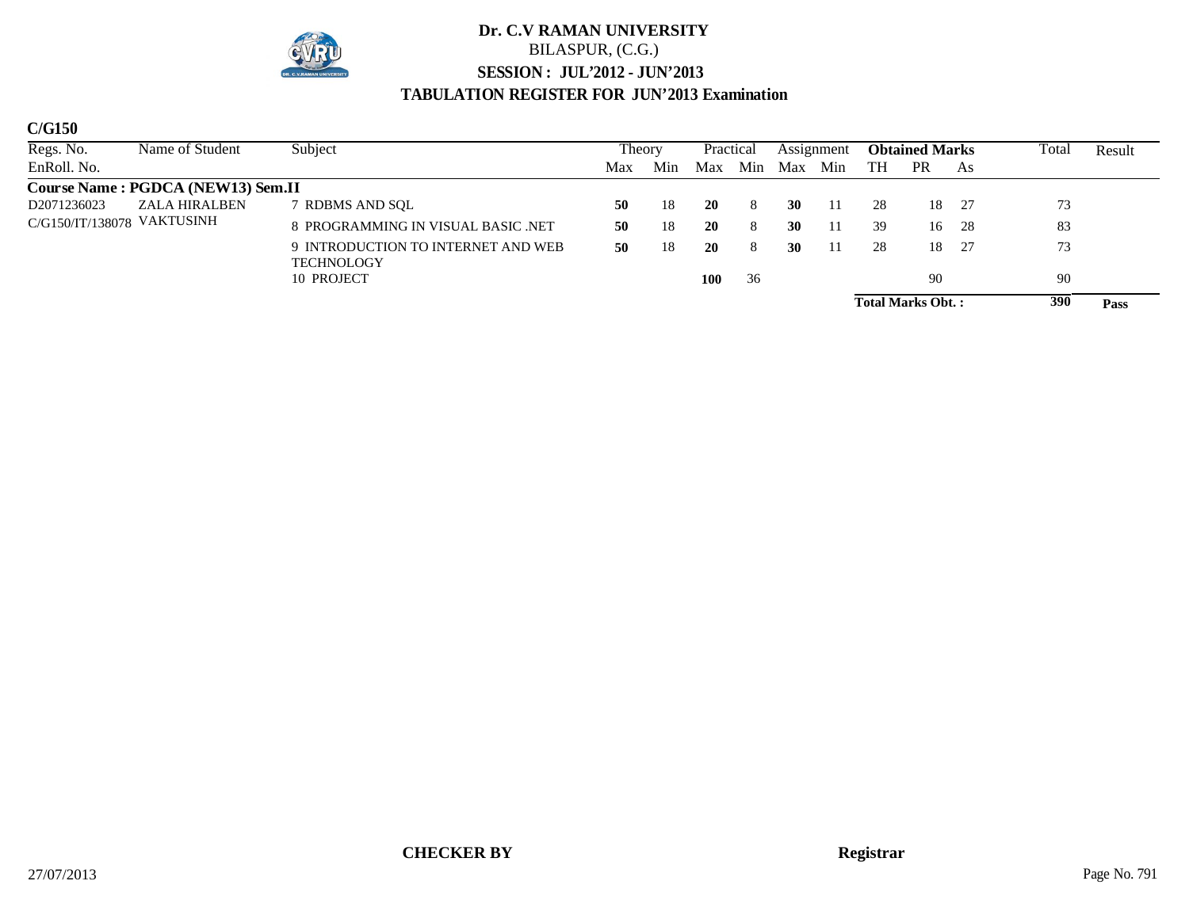# Dr. C.V RAMAN UNIVERSITY

BILASPUR, (C.G.)

**SESSION : JUL'2012 - JUN'2013**

**TABULATION REGISTER FOR JUN'2013 Examination**

**C/G150**

| Regs. No. / EnRoll. No. | Name of Student | Subject | Theory Max | Theory Min | Practical Max | Practical Min | Assignment Max | Assignment Min | Obtained Marks TH | Obtained Marks PR | Obtained Marks As | Total | Result |
|---|---|---|---|---|---|---|---|---|---|---|---|---|---|
| **Course Name : PGDCA (NEW13) Sem.II** | | | | | | | | | | | | | |
| D2071236023 | ZALA HIRALBEN | 7 RDBMS AND SQL | **50** | 18 | **20** | 8 | **30** | 11 | 28 | 18 | 27 | 73 | |
| C/G150/IT/138078 | VAKTUSINH | 8 PROGRAMMING IN VISUAL BASIC .NET | **50** | 18 | **20** | 8 | **30** | 11 | 39 | 16 | 28 | 83 | |
| | | 9 INTRODUCTION TO INTERNET AND WEB TECHNOLOGY | **50** | 18 | **20** | 8 | **30** | 11 | 28 | 18 | 27 | 73 | |
| | | 10 PROJECT | | | **100** | 36 | | | | 90 | | 90 | |
| | | | | | | | | | **Total Marks Obt. :** | | | **390** | **Pass** |

**CHECKER BY** **Registrar**

27/07/2013